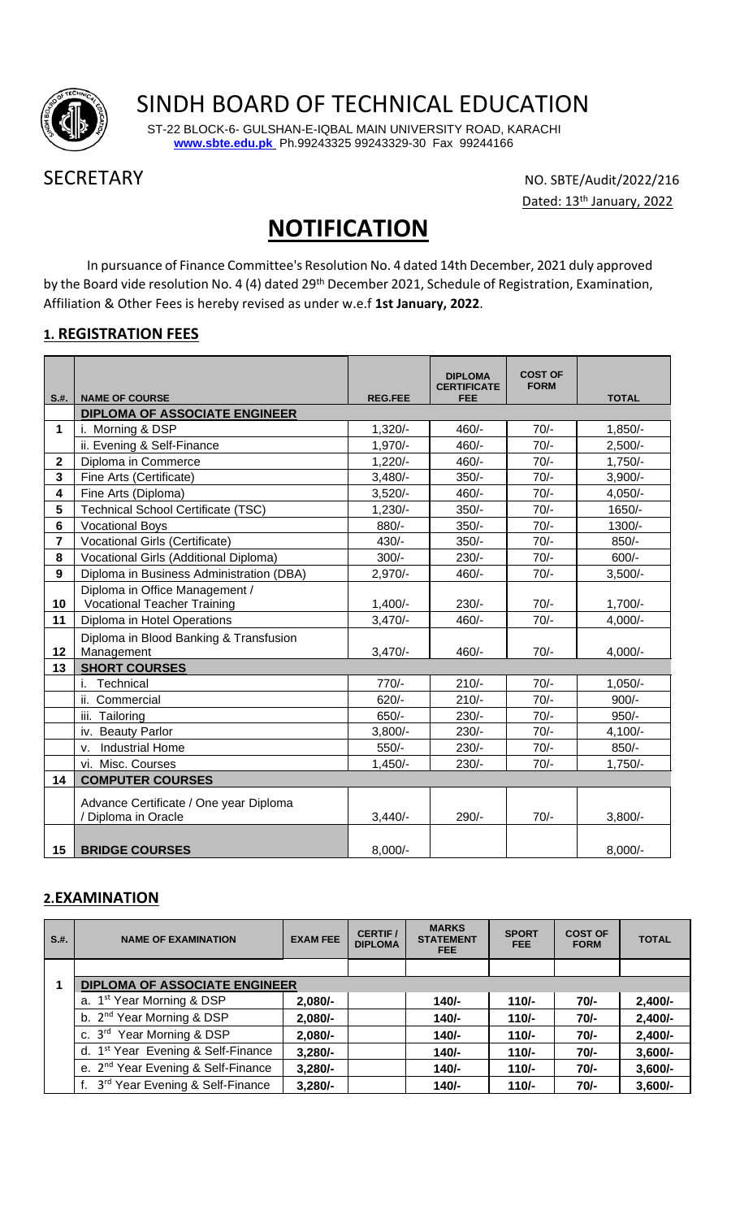# SINDH BOARD OF TECHNICAL EDUCATION

ST-22 BLOCK-6- GULSHAN-E-IQBAL MAIN UNIVERSITY ROAD, KARACHI
**www.sbte.edu.pk** Ph.99243325 99243329-30 Fax 99244166

SECRETARY

NO. SBTE/Audit/2022/216
Dated: 13th January, 2022

## NOTIFICATION

In pursuance of Finance Committee's Resolution No. 4 dated 14th December, 2021 duly approved by the Board vide resolution No. 4 (4) dated 29th December 2021, Schedule of Registration, Examination, Affiliation & Other Fees is hereby revised as under w.e.f **1st January, 2022**.

### 1. REGISTRATION FEES

| S.#. | NAME OF COURSE | REG.FEE | DIPLOMA CERTIFICATE FEE | COST OF FORM | TOTAL |
|---|---|---|---|---|---|
| | **DIPLOMA OF ASSOCIATE ENGINEER** | | | | |
| 1 | i. Morning & DSP | 1,320/- | 460/- | 70/- | 1,850/- |
| | ii. Evening & Self-Finance | 1,970/- | 460/- | 70/- | 2,500/- |
| 2 | Diploma in Commerce | 1,220/- | 460/- | 70/- | 1,750/- |
| 3 | Fine Arts (Certificate) | 3,480/- | 350/- | 70/- | 3,900/- |
| 4 | Fine Arts (Diploma) | 3,520/- | 460/- | 70/- | 4,050/- |
| 5 | Technical School Certificate (TSC) | 1,230/- | 350/- | 70/- | 1650/- |
| 6 | Vocational Boys | 880/- | 350/- | 70/- | 1300/- |
| 7 | Vocational Girls (Certificate) | 430/- | 350/- | 70/- | 850/- |
| 8 | Vocational Girls (Additional Diploma) | 300/- | 230/- | 70/- | 600/- |
| 9 | Diploma in Business Administration (DBA) | 2,970/- | 460/- | 70/- | 3,500/- |
| 10 | Diploma in Office Management / Vocational Teacher Training | 1,400/- | 230/- | 70/- | 1,700/- |
| 11 | Diploma in Hotel Operations | 3,470/- | 460/- | 70/- | 4,000/- |
| 12 | Diploma in Blood Banking & Transfusion Management | 3,470/- | 460/- | 70/- | 4,000/- |
| 13 | **SHORT COURSES** | | | | |
| | i. Technical | 770/- | 210/- | 70/- | 1,050/- |
| | ii. Commercial | 620/- | 210/- | 70/- | 900/- |
| | iii. Tailoring | 650/- | 230/- | 70/- | 950/- |
| | iv. Beauty Parlor | 3,800/- | 230/- | 70/- | 4,100/- |
| | v. Industrial Home | 550/- | 230/- | 70/- | 850/- |
| | vi. Misc. Courses | 1,450/- | 230/- | 70/- | 1,750/- |
| 14 | **COMPUTER COURSES** | | | | |
| | Advance Certificate / One year Diploma / Diploma in Oracle | 3,440/- | 290/- | 70/- | 3,800/- |
| 15 | **BRIDGE COURSES** | 8,000/- | | | 8,000/- |

### 2. EXAMINATION

| S.#. | NAME OF EXAMINATION | EXAM FEE | CERTIF / DIPLOMA | MARKS STATEMENT FEE | SPORT FEE | COST OF FORM | TOTAL |
|---|---|---|---|---|---|---|---|
| | | | | | | | |
| 1 | **DIPLOMA OF ASSOCIATE ENGINEER** | | | | | | |
| | a. 1st Year Morning & DSP | **2,080/-** | | **140/-** | **110/-** | **70/-** | **2,400/-** |
| | b. 2nd Year Morning & DSP | **2,080/-** | | **140/-** | **110/-** | **70/-** | **2,400/-** |
| | c. 3rd Year Morning & DSP | **2,080/-** | | **140/-** | **110/-** | **70/-** | **2,400/-** |
| | d. 1st Year Evening & Self-Finance | **3,280/-** | | **140/-** | **110/-** | **70/-** | **3,600/-** |
| | e. 2nd Year Evening & Self-Finance | **3,280/-** | | **140/-** | **110/-** | **70/-** | **3,600/-** |
| | f. 3rd Year Evening & Self-Finance | **3,280/-** | | **140/-** | **110/-** | **70/-** | **3,600/-** |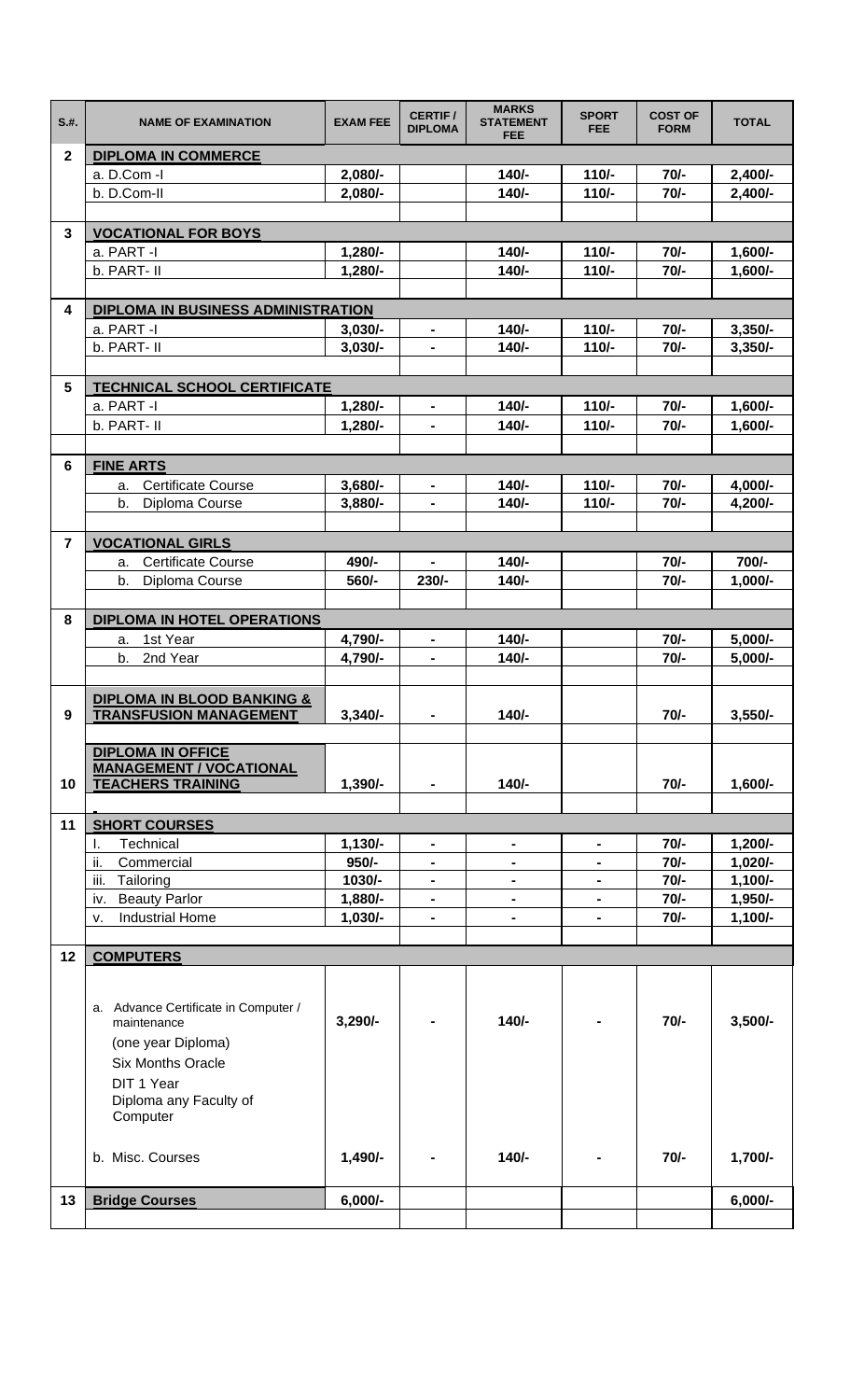| S.#. | NAME OF EXAMINATION | EXAM FEE | CERTIF / DIPLOMA | MARKS STATEMENT FEE | SPORT FEE | COST OF FORM | TOTAL |
|---|---|---|---|---|---|---|---|
| **2** | **DIPLOMA IN COMMERCE** | | | | | | |
| | a. D.Com -I | **2,080/-** | | **140/-** | **110/-** | **70/-** | **2,400/-** |
| | b. D.Com-II | **2,080/-** | | **140/-** | **110/-** | **70/-** | **2,400/-** |
| **3** | **VOCATIONAL FOR BOYS** | | | | | | |
| | a. PART -I | **1,280/-** | | **140/-** | **110/-** | **70/-** | **1,600/-** |
| | b. PART- II | **1,280/-** | | **140/-** | **110/-** | **70/-** | **1,600/-** |
| **4** | **DIPLOMA IN BUSINESS ADMINISTRATION** | | | | | | |
| | a. PART -I | **3,030/-** | **-** | **140/-** | **110/-** | **70/-** | **3,350/-** |
| | b. PART- II | **3,030/-** | **-** | **140/-** | **110/-** | **70/-** | **3,350/-** |
| **5** | **TECHNICAL SCHOOL CERTIFICATE** | | | | | | |
| | a. PART -I | **1,280/-** | **-** | **140/-** | **110/-** | **70/-** | **1,600/-** |
| | b. PART- II | **1,280/-** | **-** | **140/-** | **110/-** | **70/-** | **1,600/-** |
| **6** | **FINE ARTS** | | | | | | |
| | a. Certificate Course | **3,680/-** | **-** | **140/-** | **110/-** | **70/-** | **4,000/-** |
| | b. Diploma Course | **3,880/-** | **-** | **140/-** | **110/-** | **70/-** | **4,200/-** |
| **7** | **VOCATIONAL GIRLS** | | | | | | |
| | a. Certificate Course | **490/-** | **-** | **140/-** | | **70/-** | **700/-** |
| | b. Diploma Course | **560/-** | **230/-** | **140/-** | | **70/-** | **1,000/-** |
| **8** | **DIPLOMA IN HOTEL OPERATIONS** | | | | | | |
| | a. 1st Year | **4,790/-** | **-** | **140/-** | | **70/-** | **5,000/-** |
| | b. 2nd Year | **4,790/-** | **-** | **140/-** | | **70/-** | **5,000/-** |
| **9** | **DIPLOMA IN BLOOD BANKING & TRANSFUSION MANAGEMENT** | **3,340/-** | **-** | **140/-** | | **70/-** | **3,550/-** |
| **10** | **DIPLOMA IN OFFICE MANAGEMENT / VOCATIONAL TEACHERS TRAINING** | **1,390/-** | **-** | **140/-** | | **70/-** | **1,600/-** |
| **11** | **SHORT COURSES** | | | | | | |
| | I. Technical | **1,130/-** | **-** | **-** | **-** | **70/-** | **1,200/-** |
| | ii. Commercial | **950/-** | **-** | **-** | **-** | **70/-** | **1,020/-** |
| | iii. Tailoring | **1030/-** | **-** | **-** | **-** | **70/-** | **1,100/-** |
| | iv. Beauty Parlor | **1,880/-** | **-** | **-** | **-** | **70/-** | **1,950/-** |
| | v. Industrial Home | **1,030/-** | **-** | **-** | **-** | **70/-** | **1,100/-** |
| **12** | **COMPUTERS** | | | | | | |
| | a. Advance Certificate in Computer / maintenance (one year Diploma) Six Months Oracle DIT 1 Year Diploma any Faculty of Computer | **3,290/-** | **-** | **140/-** | **-** | **70/-** | **3,500/-** |
| | b. Misc. Courses | **1,490/-** | **-** | **140/-** | **-** | **70/-** | **1,700/-** |
| **13** | **Bridge Courses** | **6,000/-** | | | | | **6,000/-** |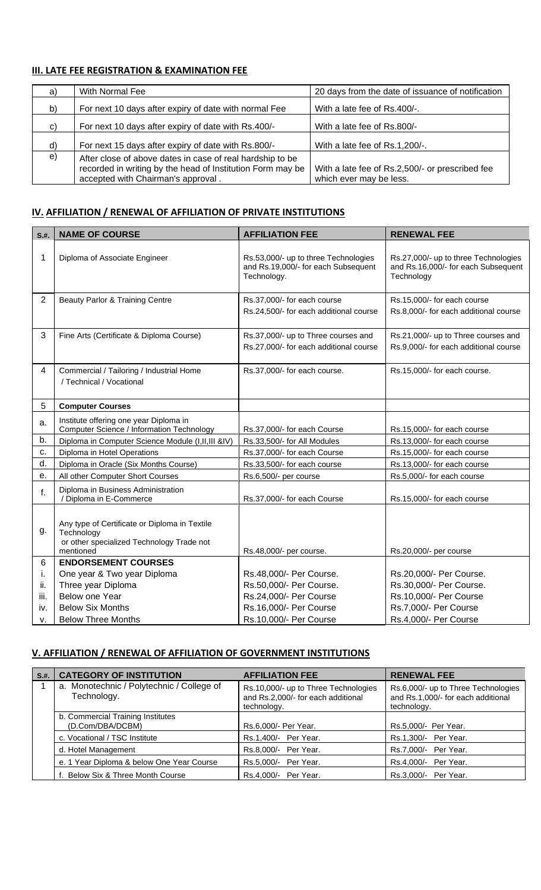### III. LATE FEE REGISTRATION & EXAMINATION FEE

| | | |
|---|---|---|
| a) | With Normal Fee | 20 days from the date of issuance of notification |
| b) | For next 10 days after expiry of date with normal Fee | With a late fee of Rs.400/-. |
| c) | For next 10 days after expiry of date with Rs.400/- | With a late fee of Rs.800/- |
| d) | For next 15 days after expiry of date with Rs.800/- | With a late fee of Rs.1,200/-. |
| e) | After close of above dates in case of real hardship to be recorded in writing by the head of Institution Form may be accepted with Chairman's approval . | With a late fee of Rs.2,500/- or prescribed fee which ever may be less. |

### IV. AFFILIATION / RENEWAL OF AFFILIATION OF PRIVATE INSTITUTIONS

| S.#. | NAME OF COURSE | AFFILIATION FEE | RENEWAL FEE |
|---|---|---|---|
| 1 | Diploma of Associate Engineer | Rs.53,000/- up to three Technologies and Rs.19,000/- for each Subsequent Technology. | Rs.27,000/- up to three Technologies and Rs.16,000/- for each Subsequent Technology |
| 2 | Beauty Parlor & Training Centre | Rs.37,000/- for each course<br>Rs.24,500/- for each additional course | Rs.15,000/- for each course<br>Rs.8,000/- for each additional course |
| 3 | Fine Arts (Certificate & Diploma Course) | Rs.37,000/- up to Three courses and<br>Rs.27,000/- for each additional course | Rs.21,000/- up to Three courses and<br>Rs.9,000/- for each additional course |
| 4 | Commercial / Tailoring / Industrial Home / Technical / Vocational | Rs.37,000/- for each course. | Rs.15,000/- for each course. |
| 5 | **Computer Courses** | | |
| a. | Institute offering one year Diploma in Computer Science / Information Technology | Rs.37,000/- for each Course | Rs.15,000/- for each course |
| b. | Diploma in Computer Science Module (I,II,III &IV) | Rs.33,500/- for All Modules | Rs.13,000/- for each course |
| c. | Diploma in Hotel Operations | Rs.37,000/- for each Course | Rs.15,000/- for each course |
| d. | Diploma in Oracle (Six Months Course) | Rs.33,500/- for each course | Rs.13,000/- for each course |
| e. | All other Computer Short Courses | Rs.6,500/- per course | Rs.5,000/- for each course |
| f. | Diploma in Business Administration / Diploma in E-Commerce | Rs.37,000/- for each Course | Rs.15,000/- for each course |
| g. | Any type of Certificate or Diploma in Textile Technology or other specialized Technology Trade not mentioned | Rs.48,000/- per course. | Rs.20,000/- per course |
| 6 | **ENDORSEMENT COURSES** | | |
| i. | One year & Two year Diploma | Rs.48,000/- Per Course. | Rs.20,000/- Per Course. |
| ii. | Three year Diploma | Rs.50,000/- Per Course. | Rs.30,000/- Per Course. |
| iii. | Below one Year | Rs.24,000/- Per Course | Rs.10,000/- Per Course |
| iv. | Below Six Months | Rs.16,000/- Per Course | Rs.7,000/- Per Course |
| v. | Below Three Months | Rs.10,000/- Per Course | Rs.4,000/- Per Course |

### V. AFFILIATION / RENEWAL OF AFFILIATION OF GOVERNMENT INSTITUTIONS

| S.#. | CATEGORY OF INSTITUTION | AFFILIATION FEE | RENEWAL FEE |
|---|---|---|---|
| 1 | a. Monotechnic / Polytechnic / College of Technology. | Rs.10,000/- up to Three Technologies and Rs.2,000/- for each additional technology. | Rs.6,000/- up to Three Technologies and Rs.1,000/- for each additional technology. |
| | b. Commercial Training Institutes (D.Com/DBA/DCBM) | Rs.6,000/- Per Year. | Rs.5,000/- Per Year. |
| | c. Vocational / TSC Institute | Rs.1,400/- Per Year. | Rs.1,300/- Per Year. |
| | d. Hotel Management | Rs.8,000/- Per Year. | Rs.7,000/- Per Year. |
| | e. 1 Year Diploma & below One Year Course | Rs.5,000/- Per Year. | Rs.4,000/- Per Year. |
| | f. Below Six & Three Month Course | Rs.4,000/- Per Year. | Rs.3,000/- Per Year. |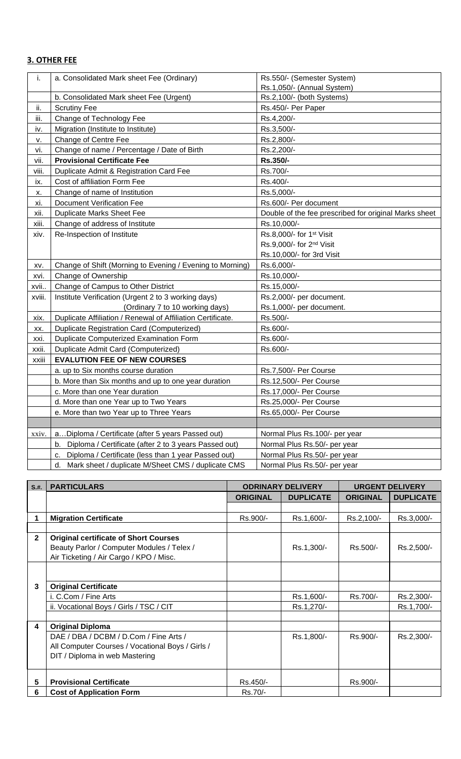## 3. OTHER FEE

| | | |
|---|---|---|
| i. | a. Consolidated Mark sheet Fee (Ordinary) | Rs.550/- (Semester System)<br>Rs.1,050/- (Annual System) |
| | b. Consolidated Mark sheet Fee (Urgent) | Rs.2,100/- (both Systems) |
| ii. | Scrutiny Fee | Rs.450/- Per Paper |
| iii. | Change of Technology Fee | Rs.4,200/- |
| iv. | Migration (Institute to Institute) | Rs.3,500/- |
| v. | Change of Centre Fee | Rs.2,800/- |
| vi. | Change of name / Percentage / Date of Birth | Rs.2,200/- |
| vii. | **Provisional Certificate Fee** | **Rs.350/-** |
| viii. | Duplicate Admit & Registration Card Fee | Rs.700/- |
| ix. | Cost of affiliation Form Fee | Rs.400/- |
| x. | Change of name of Institution | Rs.5,000/- |
| xi. | Document Verification Fee | Rs.600/- Per document |
| xii. | Duplicate Marks Sheet Fee | Double of the fee prescribed for original Marks sheet |
| xiii. | Change of address of Institute | Rs.10,000/- |
| xiv. | Re-Inspection of Institute | Rs.8,000/- for 1st Visit<br>Rs.9,000/- for 2nd Visit<br>Rs.10,000/- for 3rd Visit |
| xv. | Change of Shift (Morning to Evening / Evening to Morning) | Rs.6,000/- |
| xvi. | Change of Ownership | Rs.10,000/- |
| xvii.. | Change of Campus to Other District | Rs.15,000/- |
| xviii. | Institute Verification (Urgent 2 to 3 working days)<br>(Ordinary 7 to 10 working days) | Rs.2,000/- per document.<br>Rs.1,000/- per document. |
| xix. | Duplicate Affiliation / Renewal of Affiliation Certificate. | Rs.500/- |
| xx. | Duplicate Registration Card (Computerized) | Rs.600/- |
| xxi. | Duplicate Computerized Examination Form | Rs.600/- |
| xxii. | Duplicate Admit Card (Computerized) | Rs.600/- |
| xxiii | **EVALUTION FEE OF NEW COURSES** | |
| | a. up to Six months course duration | Rs.7,500/- Per Course |
| | b. More than Six months and up to one year duration | Rs.12,500/- Per Course |
| | c. More than one Year duration | Rs.17,000/- Per Course |
| | d. More than one Year up to Two Years | Rs.25,000/- Per Course |
| | e. More than two Year up to Three Years | Rs.65,000/- Per Course |
| | | |
| xxiv. | a…Diploma / Certificate (after 5 years Passed out) | Normal Plus Rs.100/- per year |
| | b. Diploma / Certificate (after 2 to 3 years Passed out) | Normal Plus Rs.50/- per year |
| | c. Diploma / Certificate (less than 1 year Passed out) | Normal Plus Rs.50/- per year |
| | d. Mark sheet / duplicate M/Sheet CMS / duplicate CMS | Normal Plus Rs.50/- per year |

| S.#. | PARTICULARS | ODRINARY DELIVERY | | URGENT DELIVERY | |
|---|---|---|---|---|---|
| | | ORIGINAL | DUPLICATE | ORIGINAL | DUPLICATE |
| 1 | **Migration Certificate** | Rs.900/- | Rs.1,600/- | Rs.2,100/- | Rs.3,000/- |
| 2 | **Original certificate of Short Courses**<br>Beauty Parlor / Computer Modules / Telex / Air Ticketing / Air Cargo / KPO / Misc. | | Rs.1,300/- | Rs.500/- | Rs.2,500/- |
| 3 | **Original Certificate** | | | | |
| | i. C.Com / Fine Arts | | Rs.1,600/- | Rs.700/- | Rs.2,300/- |
| | ii. Vocational Boys / Girls / TSC / CIT | | Rs.1,270/- | | Rs.1,700/- |
| 4 | **Original Diploma**<br>DAE / DBA / DCBM / D.Com / Fine Arts / All Computer Courses / Vocational Boys / Girls / DIT / Diploma in web Mastering | | Rs.1,800/- | Rs.900/- | Rs.2,300/- |
| 5 | **Provisional Certificate** | Rs.450/- | | Rs.900/- | |
| 6 | **Cost of Application Form** | Rs.70/- | | | |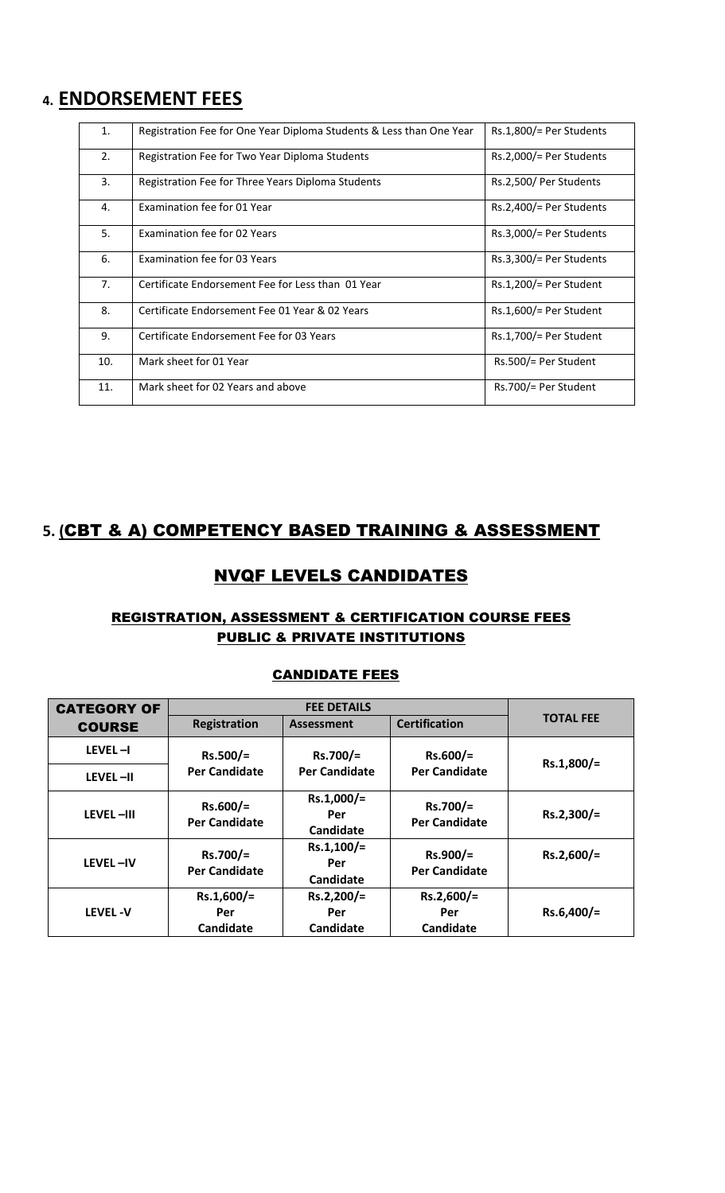## 4. ENDORSEMENT FEES

| | | |
|---|---|---|
| 1. | Registration Fee for One Year Diploma Students & Less than One Year | Rs.1,800/= Per Students |
| 2. | Registration Fee for Two Year Diploma Students | Rs.2,000/= Per Students |
| 3. | Registration Fee for Three Years Diploma Students | Rs.2,500/ Per Students |
| 4. | Examination fee for 01 Year | Rs.2,400/= Per Students |
| 5. | Examination fee for 02 Years | Rs.3,000/= Per Students |
| 6. | Examination fee for 03 Years | Rs.3,300/= Per Students |
| 7. | Certificate Endorsement Fee for Less than 01 Year | Rs.1,200/= Per Student |
| 8. | Certificate Endorsement Fee 01 Year & 02 Years | Rs.1,600/= Per Student |
| 9. | Certificate Endorsement Fee for 03 Years | Rs.1,700/= Per Student |
| 10. | Mark sheet for 01 Year | Rs.500/= Per Student |
| 11. | Mark sheet for 02 Years and above | Rs.700/= Per Student |

## 5. (CBT & A) COMPETENCY BASED TRAINING & ASSESSMENT

## NVQF LEVELS CANDIDATES

### REGISTRATION, ASSESSMENT & CERTIFICATION COURSE FEES PUBLIC & PRIVATE INSTITUTIONS

### CANDIDATE FEES

| CATEGORY OF COURSE | FEE DETAILS | | | TOTAL FEE |
|---|---|---|---|---|
| | Registration | Assessment | Certification | |
| LEVEL –I | Rs.500/= Per Candidate | Rs.700/= Per Candidate | Rs.600/= Per Candidate | Rs.1,800/= |
| LEVEL –II | | | | |
| LEVEL –III | Rs.600/= Per Candidate | Rs.1,000/= Per Candidate | Rs.700/= Per Candidate | Rs.2,300/= |
| LEVEL –IV | Rs.700/= Per Candidate | Rs.1,100/= Per Candidate | Rs.900/= Per Candidate | Rs.2,600/= |
| LEVEL -V | Rs.1,600/= Per Candidate | Rs.2,200/= Per Candidate | Rs.2,600/= Per Candidate | Rs.6,400/= |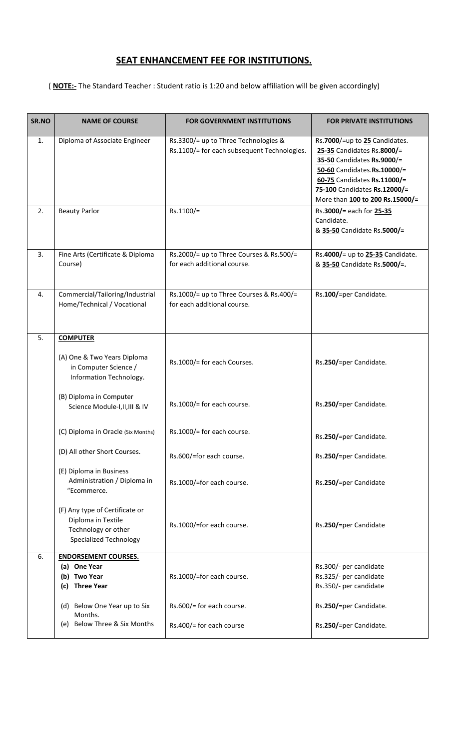# SEAT ENHANCEMENT FEE FOR INSTITUTIONS.

( **NOTE:-** The Standard Teacher : Student ratio is 1:20 and below affiliation will be given accordingly)

| SR.NO | NAME OF COURSE | FOR GOVERNMENT INSTITUTIONS | FOR PRIVATE INSTITUTIONS |
|---|---|---|---|
| 1. | Diploma of Associate Engineer | Rs.3300/= up to Three Technologies & Rs.1100/= for each subsequent Technologies. | Rs.**7000**/=up to **25** Candidates.<br>**25-35** Candidates Rs.**8000**/=<br>**35-50** Candidates **Rs.9000**/=<br>**50-60** Candidates.**Rs.10000**/=<br>**60-75** Candidates **Rs.11000/=**<br>**75-100** Candidates **Rs.12000/=**<br>More than **100 to 200 Rs.15000/=** |
| 2. | Beauty Parlor | Rs.1100/= | Rs.**3000/=** each for **25-35** Candidate.<br>& **35-50** Candidate Rs.**5000/=** |
| 3. | Fine Arts (Certificate & Diploma Course) | Rs.2000/= up to Three Courses & Rs.500/= for each additional course. | Rs.**4000/=** up to **25-35** Candidate.<br>& **35-50** Candidate Rs.**5000/=.** |
| 4. | Commercial/Tailoring/Industrial Home/Technical / Vocational | Rs.1000/= up to Three Courses & Rs.400/= for each additional course. | Rs.**100/=**per Candidate. |
| 5. | **COMPUTER** | | |
| | (A) One & Two Years Diploma in Computer Science / Information Technology. | Rs.1000/= for each Courses. | Rs.**250/=**per Candidate. |
| | (B) Diploma in Computer Science Module-I,II,III & IV | Rs.1000/= for each course. | Rs.**250/=**per Candidate. |
| | (C) Diploma in Oracle (Six Months) | Rs.1000/= for each course. | Rs.**250/=**per Candidate. |
| | (D) All other Short Courses. | Rs.600/=for each course. | Rs.**250/=**per Candidate. |
| | (E) Diploma in Business Administration / Diploma in "Ecommerce. | Rs.1000/=for each course. | Rs.**250/=**per Candidate |
| | (F) Any type of Certificate or Diploma in Textile Technology or other Specialized Technology | Rs.1000/=for each course. | Rs.**250/=**per Candidate |
| 6. | **ENDORSEMENT COURSES.**<br>(a) **One Year**<br>(b) **Two Year**<br>(c) **Three Year** | Rs.1000/=for each course. | Rs.300/- per candidate<br>Rs.325/- per candidate<br>Rs.350/- per candidate |
| | (d) Below One Year up to Six Months. | Rs.600/= for each course. | Rs.**250/=**per Candidate. |
| | (e) Below Three & Six Months | Rs.400/= for each course | Rs.**250/=**per Candidate. |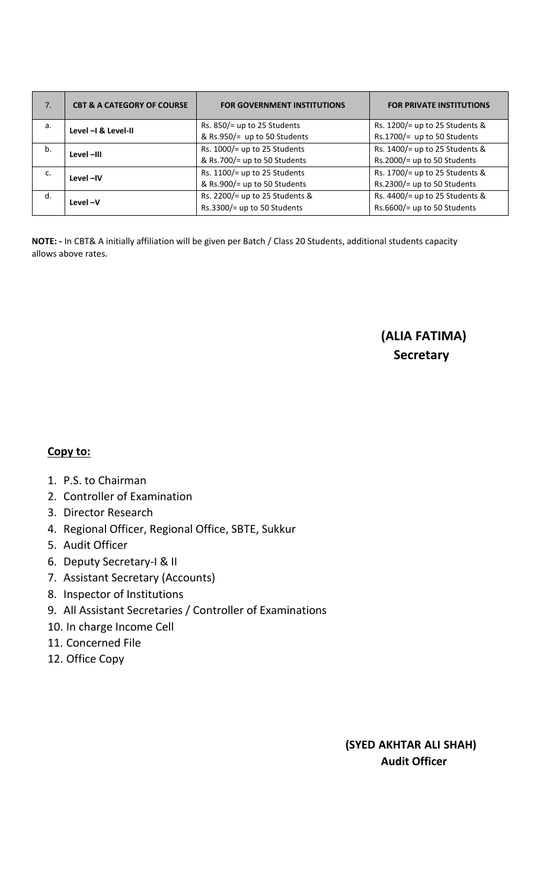| 7. | CBT & A CATEGORY OF COURSE | FOR GOVERNMENT INSTITUTIONS | FOR PRIVATE INSTITUTIONS |
|---|---|---|---|
| a. | Level –I & Level-II | Rs. 850/= up to 25 Students & Rs.950/= up to 50 Students | Rs. 1200/= up to 25 Students & Rs.1700/= up to 50 Students |
| b. | Level –III | Rs. 1000/= up to 25 Students & Rs.700/= up to 50 Students | Rs. 1400/= up to 25 Students & Rs.2000/= up to 50 Students |
| c. | Level –IV | Rs. 1100/= up to 25 Students & Rs.900/= up to 50 Students | Rs. 1700/= up to 25 Students & Rs.2300/= up to 50 Students |
| d. | Level –V | Rs. 2200/= up to 25 Students & Rs.3300/= up to 50 Students | Rs. 4400/= up to 25 Students & Rs.6600/= up to 50 Students |

**NOTE: -** In CBT& A initially affiliation will be given per Batch / Class 20 Students, additional students capacity allows above rates.

**(ALIA FATIMA)**
**Secretary**

**Copy to:**

1. P.S. to Chairman
2. Controller of Examination
3. Director Research
4. Regional Officer, Regional Office, SBTE, Sukkur
5. Audit Officer
6. Deputy Secretary-I & II
7. Assistant Secretary (Accounts)
8. Inspector of Institutions
9. All Assistant Secretaries / Controller of Examinations
10. In charge Income Cell
11. Concerned File
12. Office Copy

**(SYED AKHTAR ALI SHAH)**
**Audit Officer**